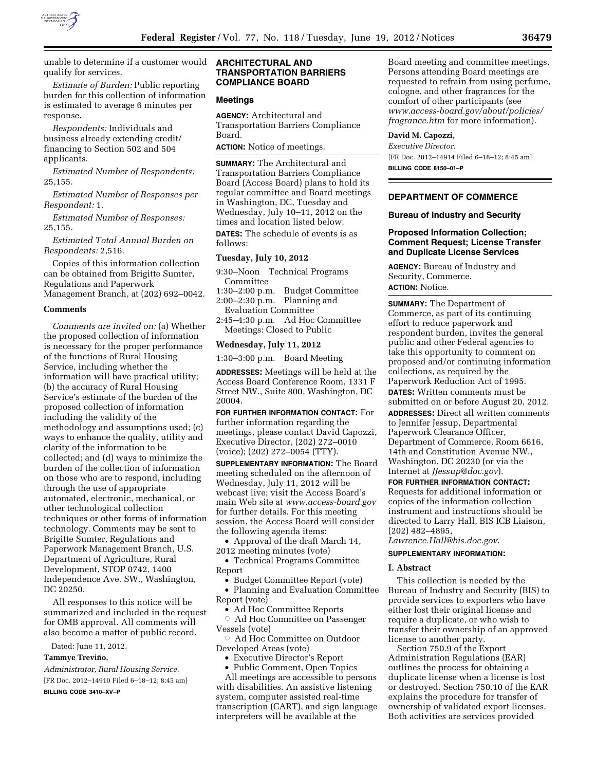unable to determine if a customer would qualify for services.

*Estimate of Burden:* Public reporting burden for this collection of information is estimated to average 6 minutes per response.

*Respondents:* Individuals and business already extending credit/financing to Section 502 and 504 applicants.

*Estimated Number of Respondents:* 25,155.

*Estimated Number of Responses per Respondent:* 1.

*Estimated Number of Responses:* 25,155.

*Estimated Total Annual Burden on Respondents:* 2,516.

Copies of this information collection can be obtained from Brigitte Sumter, Regulations and Paperwork Management Branch, at (202) 692–0042.

### Comments

*Comments are invited on:* (a) Whether the proposed collection of information is necessary for the proper performance of the functions of Rural Housing Service, including whether the information will have practical utility; (b) the accuracy of Rural Housing Service's estimate of the burden of the proposed collection of information including the validity of the methodology and assumptions used; (c) ways to enhance the quality, utility and clarity of the information to be collected; and (d) ways to minimize the burden of the collection of information on those who are to respond, including through the use of appropriate automated, electronic, mechanical, or other technological collection techniques or other forms of information technology. Comments may be sent to Brigitte Sumter, Regulations and Paperwork Management Branch, U.S. Department of Agriculture, Rural Development, STOP 0742, 1400 Independence Ave. SW., Washington, DC 20250.

All responses to this notice will be summarized and included in the request for OMB approval. All comments will also become a matter of public record.

Dated: June 11, 2012.

**Tammye Treviño,**

*Administrator, Rural Housing Service.*

[FR Doc. 2012–14910 Filed 6–18–12; 8:45 am]

**BILLING CODE 3410–XV–P**

## ARCHITECTURAL AND TRANSPORTATION BARRIERS COMPLIANCE BOARD

### Meetings

**AGENCY:** Architectural and Transportation Barriers Compliance Board.

**ACTION:** Notice of meetings.

**SUMMARY:** The Architectural and Transportation Barriers Compliance Board (Access Board) plans to hold its regular committee and Board meetings in Washington, DC, Tuesday and Wednesday, July 10–11, 2012 on the times and location listed below.

**DATES:** The schedule of events is as follows:

### Tuesday, July 10, 2012

9:30–Noon Technical Programs Committee
1:30–2:00 p.m. Budget Committee
2:00–2:30 p.m. Planning and Evaluation Committee
2:45–4:30 p.m. Ad Hoc Committee Meetings: Closed to Public

### Wednesday, July 11, 2012

1:30–3:00 p.m. Board Meeting

**ADDRESSES:** Meetings will be held at the Access Board Conference Room, 1331 F Street NW., Suite 800, Washington, DC 20004.

**FOR FURTHER INFORMATION CONTACT:** For further information regarding the meetings, please contact David Capozzi, Executive Director, (202) 272–0010 (voice); (202) 272–0054 (TTY).

**SUPPLEMENTARY INFORMATION:** The Board meeting scheduled on the afternoon of Wednesday, July 11, 2012 will be webcast live; visit the Access Board's main Web site at *www.access-board.gov* for further details. For this meeting session, the Access Board will consider the following agenda items:

- Approval of the draft March 14, 2012 meeting minutes (vote)
- Technical Programs Committee Report
- Budget Committee Report (vote)
- Planning and Evaluation Committee Report (vote)
- Ad Hoc Committee Reports
  - Ad Hoc Committee on Passenger Vessels (vote)
  - Ad Hoc Committee on Outdoor Developed Areas (vote)
- Executive Director's Report
- Public Comment, Open Topics

All meetings are accessible to persons with disabilities. An assistive listening system, computer assisted real-time transcription (CART), and sign language interpreters will be available at the Board meeting and committee meetings. Persons attending Board meetings are requested to refrain from using perfume, cologne, and other fragrances for the comfort of other participants (see *www.access-board.gov/about/policies/fragrance.htm* for more information).

**David M. Capozzi,**

*Executive Director.*

[FR Doc. 2012–14914 Filed 6–18–12; 8:45 am]

**BILLING CODE 8150–01–P**

## DEPARTMENT OF COMMERCE

### Bureau of Industry and Security

### Proposed Information Collection; Comment Request; License Transfer and Duplicate License Services

**AGENCY:** Bureau of Industry and Security, Commerce.

**ACTION:** Notice.

**SUMMARY:** The Department of Commerce, as part of its continuing effort to reduce paperwork and respondent burden, invites the general public and other Federal agencies to take this opportunity to comment on proposed and/or continuing information collections, as required by the Paperwork Reduction Act of 1995.

**DATES:** Written comments must be submitted on or before August 20, 2012.

**ADDRESSES:** Direct all written comments to Jennifer Jessup, Departmental Paperwork Clearance Officer, Department of Commerce, Room 6616, 14th and Constitution Avenue NW., Washington, DC 20230 (or via the Internet at *JJessup@doc.gov*).

**FOR FURTHER INFORMATION CONTACT:** Requests for additional information or copies of the information collection instrument and instructions should be directed to Larry Hall, BIS ICB Liaison, (202) 482–4895, *Lawrence.Hall@bis.doc.gov*.

**SUPPLEMENTARY INFORMATION:**

### I. Abstract

This collection is needed by the Bureau of Industry and Security (BIS) to provide services to exporters who have either lost their original license and require a duplicate, or who wish to transfer their ownership of an approved license to another party.

Section 750.9 of the Export Administration Regulations (EAR) outlines the process for obtaining a duplicate license when a license is lost or destroyed. Section 750.10 of the EAR explains the procedure for transfer of ownership of validated export licenses. Both activities are services provided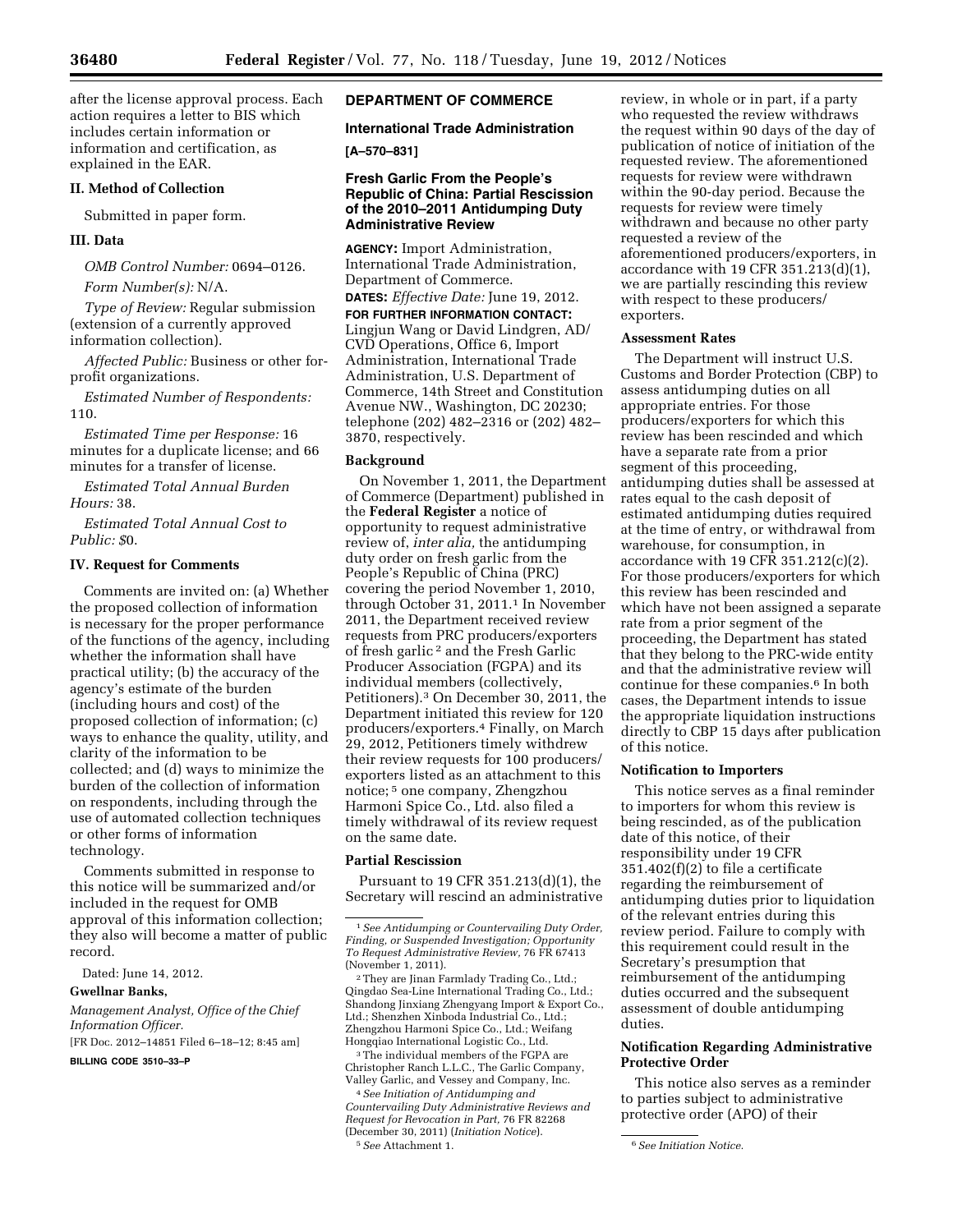after the license approval process. Each action requires a letter to BIS which includes certain information or information and certification, as explained in the EAR.

## II. Method of Collection

Submitted in paper form.

## III. Data

*OMB Control Number:* 0694–0126.

*Form Number(s):* N/A.

*Type of Review:* Regular submission (extension of a currently approved information collection).

*Affected Public:* Business or other for-profit organizations.

*Estimated Number of Respondents:* 110.

*Estimated Time per Response:* 16 minutes for a duplicate license; and 66 minutes for a transfer of license.

*Estimated Total Annual Burden Hours:* 38.

*Estimated Total Annual Cost to Public:* $0.

## IV. Request for Comments

Comments are invited on: (a) Whether the proposed collection of information is necessary for the proper performance of the functions of the agency, including whether the information shall have practical utility; (b) the accuracy of the agency's estimate of the burden (including hours and cost) of the proposed collection of information; (c) ways to enhance the quality, utility, and clarity of the information to be collected; and (d) ways to minimize the burden of the collection of information on respondents, including through the use of automated collection techniques or other forms of information technology.

Comments submitted in response to this notice will be summarized and/or included in the request for OMB approval of this information collection; they also will become a matter of public record.

Dated: June 14, 2012.

**Gwellnar Banks,**

*Management Analyst, Office of the Chief Information Officer.*

[FR Doc. 2012–14851 Filed 6–18–12; 8:45 am]

**BILLING CODE 3510–33–P**

# DEPARTMENT OF COMMERCE

## International Trade Administration

**[A–570–831]**

## Fresh Garlic From the People's Republic of China: Partial Rescission of the 2010–2011 Antidumping Duty Administrative Review

**AGENCY:** Import Administration, International Trade Administration, Department of Commerce.

**DATES:** *Effective Date:* June 19, 2012.

**FOR FURTHER INFORMATION CONTACT:** Lingjun Wang or David Lindgren, AD/CVD Operations, Office 6, Import Administration, International Trade Administration, U.S. Department of Commerce, 14th Street and Constitution Avenue NW., Washington, DC 20230; telephone (202) 482–2316 or (202) 482–3870, respectively.

### Background

On November 1, 2011, the Department of Commerce (Department) published in the **Federal Register** a notice of opportunity to request administrative review of, *inter alia,* the antidumping duty order on fresh garlic from the People's Republic of China (PRC) covering the period November 1, 2010, through October 31, 2011.[1] In November 2011, the Department received review requests from PRC producers/exporters of fresh garlic [2] and the Fresh Garlic Producer Association (FGPA) and its individual members (collectively, Petitioners).[3] On December 30, 2011, the Department initiated this review for 120 producers/exporters.[4] Finally, on March 29, 2012, Petitioners timely withdrew their review requests for 100 producers/exporters listed as an attachment to this notice; [5] one company, Zhengzhou Harmoni Spice Co., Ltd. also filed a timely withdrawal of its review request on the same date.

### Partial Rescission

Pursuant to 19 CFR 351.213(d)(1), the Secretary will rescind an administrative review, in whole or in part, if a party who requested the review withdraws the request within 90 days of the day of publication of notice of initiation of the requested review. The aforementioned requests for review were withdrawn within the 90-day period. Because the requests for review were timely withdrawn and because no other party requested a review of the aforementioned producers/exporters, in accordance with 19 CFR 351.213(d)(1), we are partially rescinding this review with respect to these producers/exporters.

### Assessment Rates

The Department will instruct U.S. Customs and Border Protection (CBP) to assess antidumping duties on all appropriate entries. For those producers/exporters for which this review has been rescinded and which have a separate rate from a prior segment of this proceeding, antidumping duties shall be assessed at rates equal to the cash deposit of estimated antidumping duties required at the time of entry, or withdrawal from warehouse, for consumption, in accordance with 19 CFR 351.212(c)(2). For those producers/exporters for which this review has been rescinded and which have not been assigned a separate rate from a prior segment of the proceeding, the Department has stated that they belong to the PRC-wide entity and that the administrative review will continue for these companies.[6] In both cases, the Department intends to issue the appropriate liquidation instructions directly to CBP 15 days after publication of this notice.

### Notification to Importers

This notice serves as a final reminder to importers for whom this review is being rescinded, as of the publication date of this notice, of their responsibility under 19 CFR 351.402(f)(2) to file a certificate regarding the reimbursement of antidumping duties prior to liquidation of the relevant entries during this review period. Failure to comply with this requirement could result in the Secretary's presumption that reimbursement of the antidumping duties occurred and the subsequent assessment of double antidumping duties.

### Notification Regarding Administrative Protective Order

This notice also serves as a reminder to parties subject to administrative protective order (APO) of their

---

[1] *See Antidumping or Countervailing Duty Order, Finding, or Suspended Investigation; Opportunity To Request Administrative Review,* 76 FR 67413 (November 1, 2011).

[2] They are Jinan Farmlady Trading Co., Ltd.; Qingdao Sea-Line International Trading Co., Ltd.; Shandong Jinxiang Zhengyang Import & Export Co., Ltd.; Shenzhen Xinboda Industrial Co., Ltd.; Zhengzhou Harmoni Spice Co., Ltd.; Weifang Hongqiao International Logistic Co., Ltd.

[3] The individual members of the FGPA are Christopher Ranch L.L.C., The Garlic Company, Valley Garlic, and Vessey and Company, Inc.

[4] *See Initiation of Antidumping and Countervailing Duty Administrative Reviews and Request for Revocation in Part,* 76 FR 82268 (December 30, 2011) (*Initiation Notice*).

[5] *See* Attachment 1.

[6] *See Initiation Notice.*